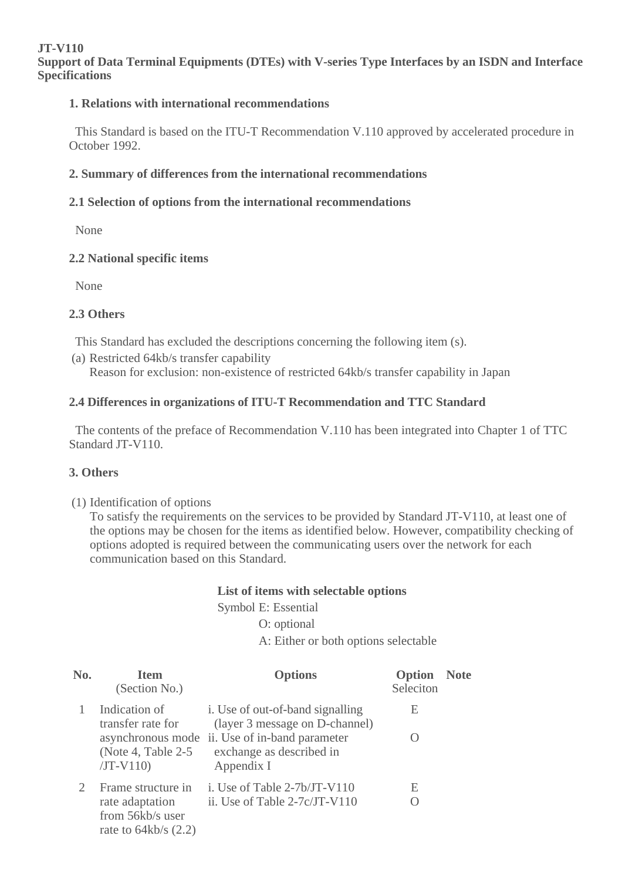**JT-V110**
**Support of Data Terminal Equipments (DTEs) with V-series Type Interfaces by an ISDN and Interface Specifications**

## 1. Relations with international recommendations

This Standard is based on the ITU-T Recommendation V.110 approved by accelerated procedure in October 1992.

## 2. Summary of differences from the international recommendations

### 2.1 Selection of options from the international recommendations

None

### 2.2 National specific items

None

### 2.3 Others

This Standard has excluded the descriptions concerning the following item (s).

(a) Restricted 64kb/s transfer capability
Reason for exclusion: non-existence of restricted 64kb/s transfer capability in Japan

### 2.4 Differences in organizations of ITU-T Recommendation and TTC Standard

The contents of the preface of Recommendation V.110 has been integrated into Chapter 1 of TTC Standard JT-V110.

## 3. Others

(1) Identification of options
To satisfy the requirements on the services to be provided by Standard JT-V110, at least one of the options may be chosen for the items as identified below. However, compatibility checking of options adopted is required between the communicating users over the network for each communication based on this Standard.

**List of items with selectable options**

Symbol E: Essential
O: optional
A: Either or both options selectable

| No. | Item (Section No.) | Options | Option Seleciton | Note |
|---|---|---|---|---|
| 1 | Indication of transfer rate for asynchronous mode (Note 4, Table 2-5 /JT-V110) | i. Use of out-of-band signalling (layer 3 message on D-channel) | E | |
| | | ii. Use of in-band parameter exchange as described in Appendix I | O | |
| 2 | Frame structure in rate adaptation from 56kb/s user rate to 64kb/s (2.2) | i. Use of Table 2-7b/JT-V110 | E | |
| | | ii. Use of Table 2-7c/JT-V110 | O | |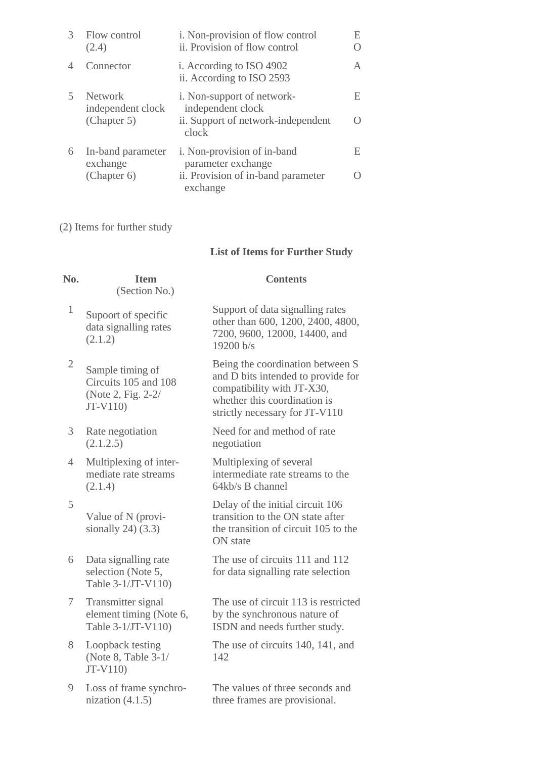| | | | |
|---|---|---|---|
| 3 | Flow control (2.4) | i. Non-provision of flow control<br>ii. Provision of flow control | E<br>O |
| 4 | Connector | i. According to ISO 4902<br>ii. According to ISO 2593 | A |
| 5 | Network independent clock (Chapter 5) | i. Non-support of network-independent clock<br>ii. Support of network-independent clock | E<br>O |
| 6 | In-band parameter exchange (Chapter 6) | i. Non-provision of in-band parameter exchange<br>ii. Provision of in-band parameter exchange | E<br>O |

(2) Items for further study

**List of Items for Further Study**

| No. | Item (Section No.) | Contents |
|---|---|---|
| 1 | Supoort of specific data signalling rates (2.1.2) | Support of data signalling rates other than 600, 1200, 2400, 4800, 7200, 9600, 12000, 14400, and 19200 b/s |
| 2 | Sample timing of Circuits 105 and 108 (Note 2, Fig. 2-2/ JT-V110) | Being the coordination between S and D bits intended to provide for compatibility with JT-X30, whether this coordination is strictly necessary for JT-V110 |
| 3 | Rate negotiation (2.1.2.5) | Need for and method of rate negotiation |
| 4 | Multiplexing of inter-mediate rate streams (2.1.4) | Multiplexing of several intermediate rate streams to the 64kb/s B channel |
| 5 | Value of N (provi-sionally 24) (3.3) | Delay of the initial circuit 106 transition to the ON state after the transition of circuit 105 to the ON state |
| 6 | Data signalling rate selection (Note 5, Table 3-1/JT-V110) | The use of circuits 111 and 112 for data signalling rate selection |
| 7 | Transmitter signal element timing (Note 6, Table 3-1/JT-V110) | The use of circuit 113 is restricted by the synchronous nature of ISDN and needs further study. |
| 8 | Loopback testing (Note 8, Table 3-1/ JT-V110) | The use of circuits 140, 141, and 142 |
| 9 | Loss of frame synchro-nization (4.1.5) | The values of three seconds and three frames are provisional. |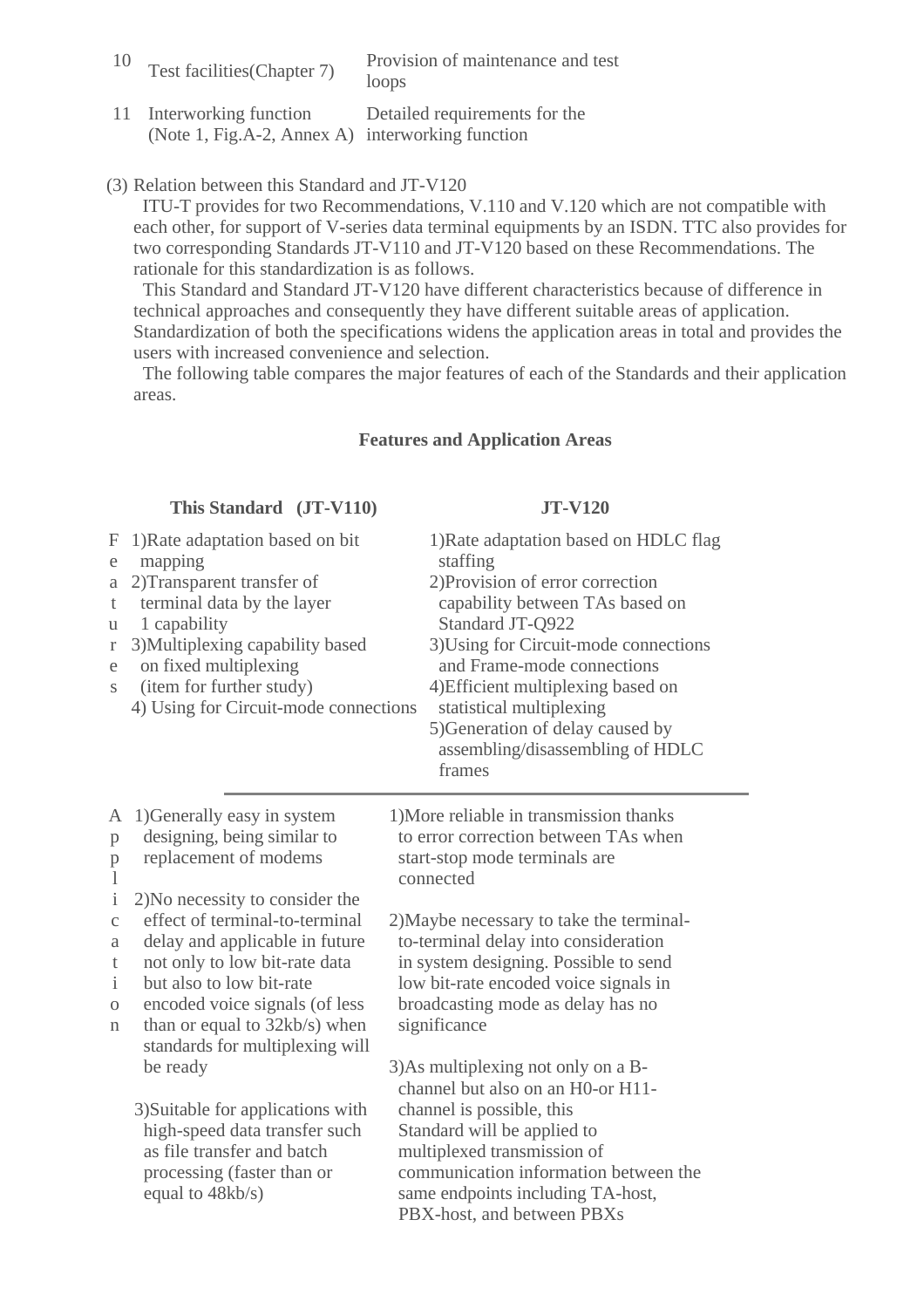| 10 | Test facilities(Chapter 7) | Provision of maintenance and test loops |
|---|---|---|
| 11 | Interworking function (Note 1, Fig.A-2, Annex A) | Detailed requirements for the interworking function |

(3) Relation between this Standard and JT-V120

ITU-T provides for two Recommendations, V.110 and V.120 which are not compatible with each other, for support of V-series data terminal equipments by an ISDN. TTC also provides for two corresponding Standards JT-V110 and JT-V120 based on these Recommendations. The rationale for this standardization is as follows.

This Standard and Standard JT-V120 have different characteristics because of difference in technical approaches and consequently they have different suitable areas of application. Standardization of both the specifications widens the application areas in total and provides the users with increased convenience and selection.

The following table compares the major features of each of the Standards and their application areas.

**Features and Application Areas**

| | **This Standard (JT-V110)** | **JT-V120** |
|---|---|---|
| Features | 1)Rate adaptation based on bit mapping<br>2)Transparent transfer of terminal data by the layer 1 capability<br>3)Multiplexing capability based on fixed multiplexing (item for further study)<br>4) Using for Circuit-mode connections | 1)Rate adaptation based on HDLC flag staffing<br>2)Provision of error correction capability between TAs based on Standard JT-Q922<br>3)Using for Circuit-mode connections and Frame-mode connections<br>4)Efficient multiplexing based on statistical multiplexing<br>5)Generation of delay caused by assembling/disassembling of HDLC frames |
| Application | 1)Generally easy in system designing, being similar to replacement of modems<br>2)No necessity to consider the effect of terminal-to-terminal delay and applicable in future not only to low bit-rate data but also to low bit-rate encoded voice signals (of less than or equal to 32kb/s) when standards for multiplexing will be ready<br>3)Suitable for applications with high-speed data transfer such as file transfer and batch processing (faster than or equal to 48kb/s) | 1)More reliable in transmission thanks to error correction between TAs when start-stop mode terminals are connected<br>2)Maybe necessary to take the terminal-to-terminal delay into consideration in system designing. Possible to send low bit-rate encoded voice signals in broadcasting mode as delay has no significance<br>3)As multiplexing not only on a B-channel but also on an H0-or H11-channel is possible, this Standard will be applied to multiplexed transmission of communication information between the same endpoints including TA-host, PBX-host, and between PBXs |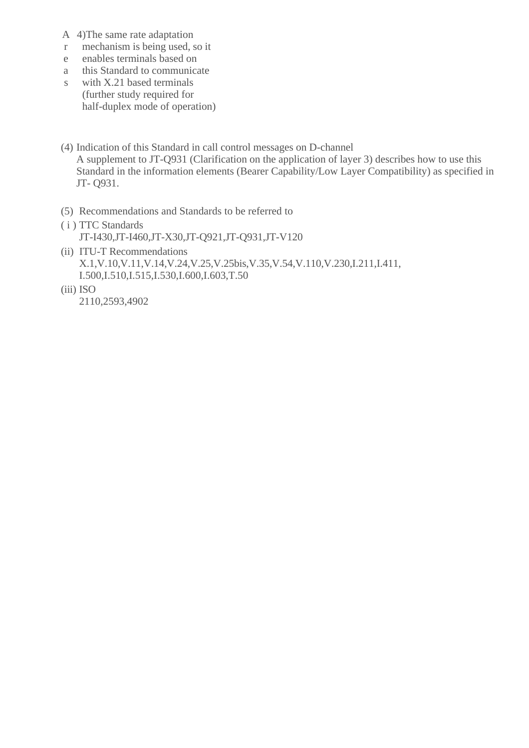| | |
|---|---|
| Areas | 4)The same rate adaptation mechanism is being used, so it enables terminals based on this Standard to communicate with X.21 based terminals (further study required for half-duplex mode of operation) |

(4) Indication of this Standard in call control messages on D-channel

A supplement to JT-Q931 (Clarification on the application of layer 3) describes how to use this Standard in the information elements (Bearer Capability/Low Layer Compatibility) as specified in JT- Q931.

(5) Recommendations and Standards to be referred to

( i ) TTC Standards

JT-I430,JT-I460,JT-X30,JT-Q921,JT-Q931,JT-V120

(ii) ITU-T Recommendations

X.1,V.10,V.11,V.14,V.24,V.25,V.25bis,V.35,V.54,V.110,V.230,I.211,I.411, I.500,I.510,I.515,I.530,I.600,I.603,T.50

(iii) ISO

2110,2593,4902